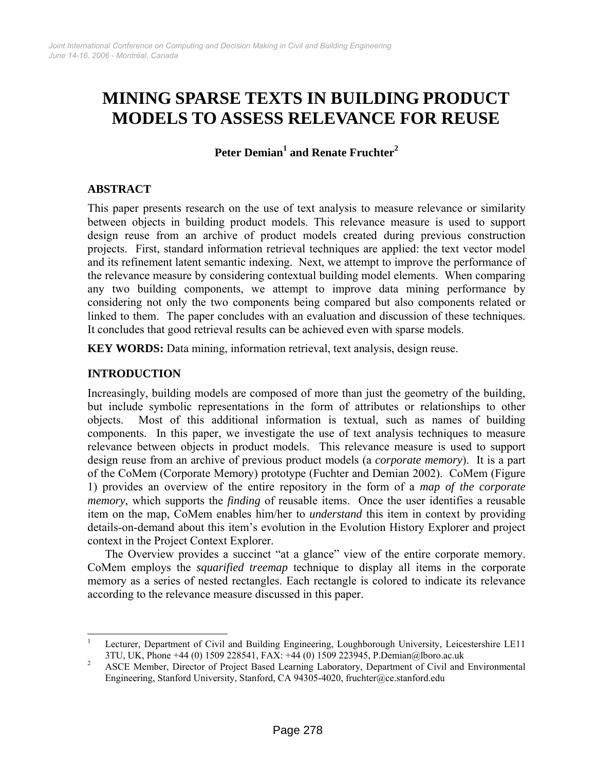# MINING SPARSE TEXTS IN BUILDING PRODUCT MODELS TO ASSESS RELEVANCE FOR REUSE

**Peter Demian[1] and Renate Fruchter[2]**

## ABSTRACT

This paper presents research on the use of text analysis to measure relevance or similarity between objects in building product models. This relevance measure is used to support design reuse from an archive of product models created during previous construction projects. First, standard information retrieval techniques are applied: the text vector model and its refinement latent semantic indexing. Next, we attempt to improve the performance of the relevance measure by considering contextual building model elements. When comparing any two building components, we attempt to improve data mining performance by considering not only the two components being compared but also components related or linked to them. The paper concludes with an evaluation and discussion of these techniques. It concludes that good retrieval results can be achieved even with sparse models.

**KEY WORDS:** Data mining, information retrieval, text analysis, design reuse.

## INTRODUCTION

Increasingly, building models are composed of more than just the geometry of the building, but include symbolic representations in the form of attributes or relationships to other objects. Most of this additional information is textual, such as names of building components. In this paper, we investigate the use of text analysis techniques to measure relevance between objects in product models. This relevance measure is used to support design reuse from an archive of previous product models (a *corporate memory*). It is a part of the CoMem (Corporate Memory) prototype (Fuchter and Demian 2002). CoMem (Figure 1) provides an overview of the entire repository in the form of a *map of the corporate memory*, which supports the *finding* of reusable items. Once the user identifies a reusable item on the map, CoMem enables him/her to *understand* this item in context by providing details-on-demand about this item's evolution in the Evolution History Explorer and project context in the Project Context Explorer.

The Overview provides a succinct "at a glance" view of the entire corporate memory. CoMem employs the *squarified treemap* technique to display all items in the corporate memory as a series of nested rectangles. Each rectangle is colored to indicate its relevance according to the relevance measure discussed in this paper.

---

[1] Lecturer, Department of Civil and Building Engineering, Loughborough University, Leicestershire LE11 3TU, UK, Phone +44 (0) 1509 228541, FAX: +44 (0) 1509 223945, P.Demian@lboro.ac.uk

[2] ASCE Member, Director of Project Based Learning Laboratory, Department of Civil and Environmental Engineering, Stanford University, Stanford, CA 94305-4020, fruchter@ce.stanford.edu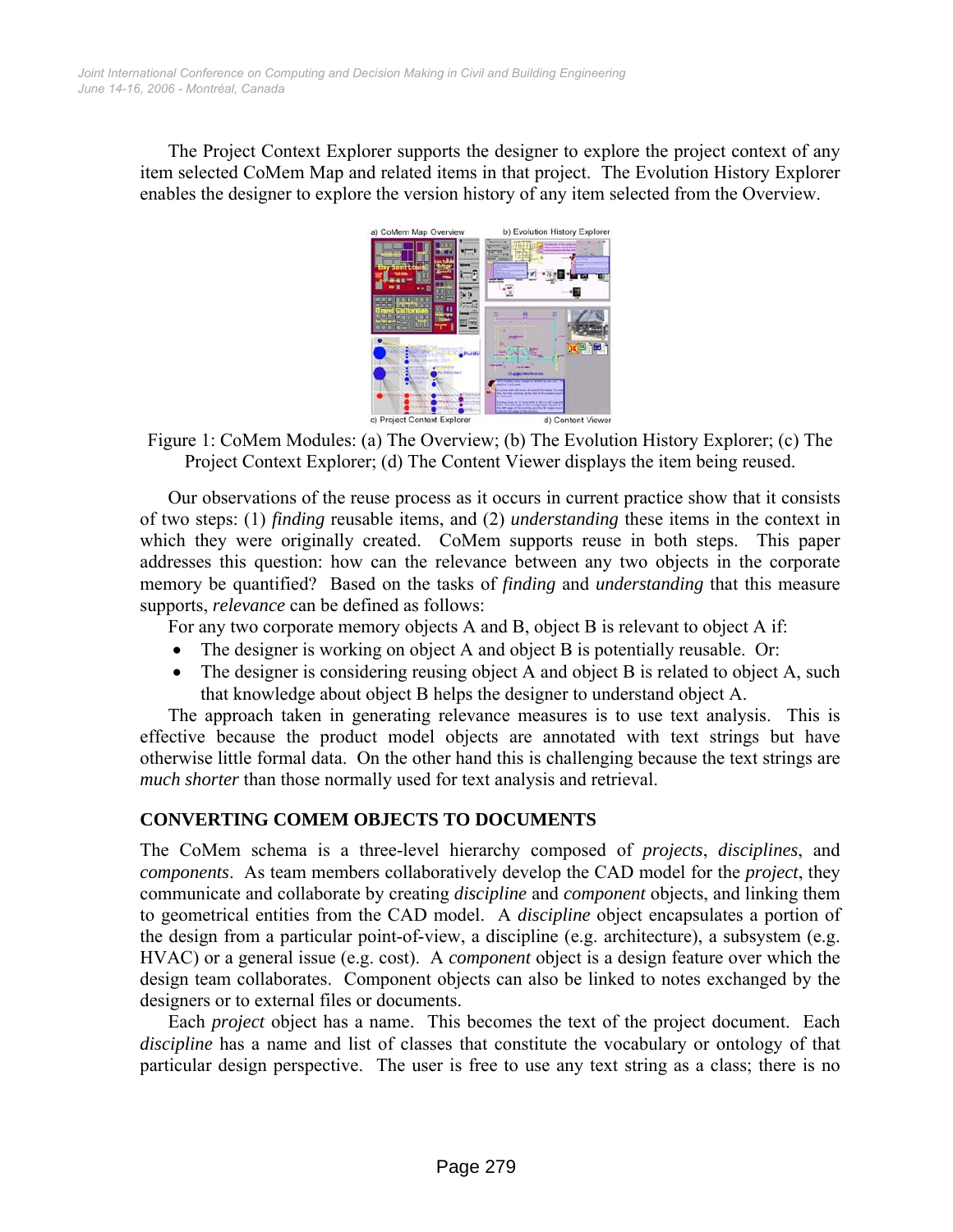The Project Context Explorer supports the designer to explore the project context of any item selected CoMem Map and related items in that project. The Evolution History Explorer enables the designer to explore the version history of any item selected from the Overview.

Figure 1: CoMem Modules: (a) The Overview; (b) The Evolution History Explorer; (c) The Project Context Explorer; (d) The Content Viewer displays the item being reused.

Our observations of the reuse process as it occurs in current practice show that it consists of two steps: (1) *finding* reusable items, and (2) *understanding* these items in the context in which they were originally created. CoMem supports reuse in both steps. This paper addresses this question: how can the relevance between any two objects in the corporate memory be quantified? Based on the tasks of *finding* and *understanding* that this measure supports, *relevance* can be defined as follows:

For any two corporate memory objects A and B, object B is relevant to object A if:

- The designer is working on object A and object B is potentially reusable. Or:
- The designer is considering reusing object A and object B is related to object A, such that knowledge about object B helps the designer to understand object A.

The approach taken in generating relevance measures is to use text analysis. This is effective because the product model objects are annotated with text strings but have otherwise little formal data. On the other hand this is challenging because the text strings are *much shorter* than those normally used for text analysis and retrieval.

## CONVERTING COMEM OBJECTS TO DOCUMENTS

The CoMem schema is a three-level hierarchy composed of *projects*, *disciplines*, and *components*. As team members collaboratively develop the CAD model for the *project*, they communicate and collaborate by creating *discipline* and *component* objects, and linking them to geometrical entities from the CAD model. A *discipline* object encapsulates a portion of the design from a particular point-of-view, a discipline (e.g. architecture), a subsystem (e.g. HVAC) or a general issue (e.g. cost). A *component* object is a design feature over which the design team collaborates. Component objects can also be linked to notes exchanged by the designers or to external files or documents.

Each *project* object has a name. This becomes the text of the project document. Each *discipline* has a name and list of classes that constitute the vocabulary or ontology of that particular design perspective. The user is free to use any text string as a class; there is no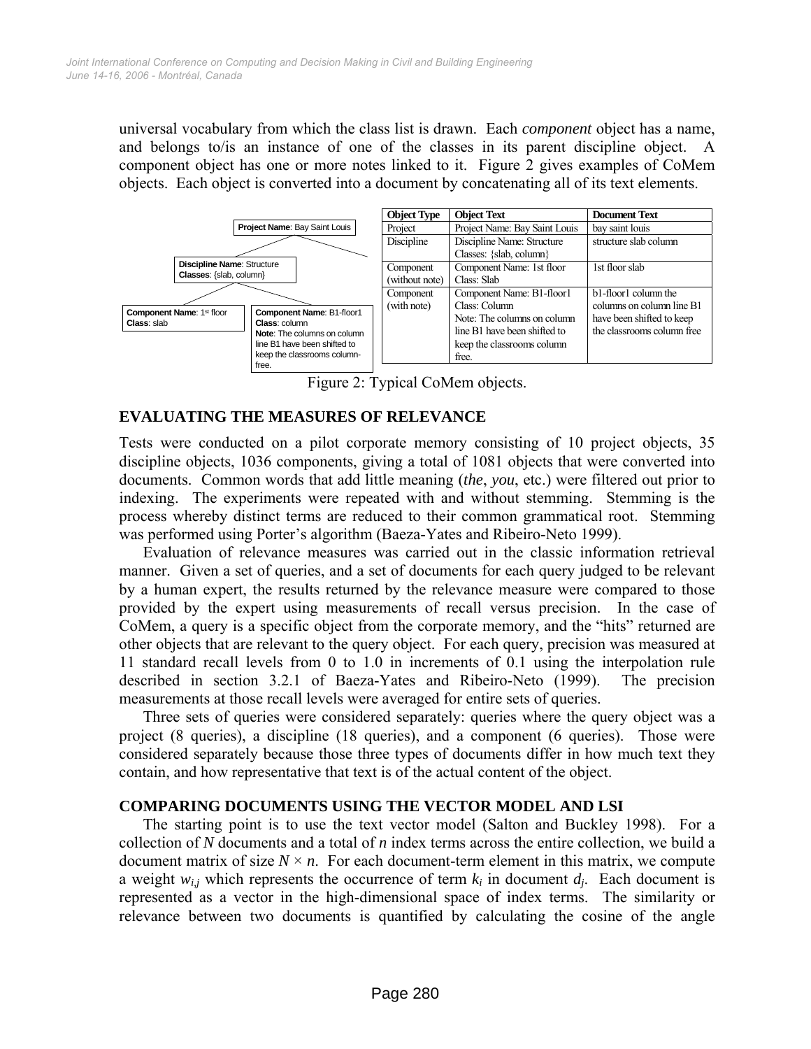universal vocabulary from which the class list is drawn. Each *component* object has a name, and belongs to/is an instance of one of the classes in its parent discipline object. A component object has one or more notes linked to it. Figure 2 gives examples of CoMem objects. Each object is converted into a document by concatenating all of its text elements.

**Project Name**: Bay Saint Louis

**Discipline Name**: Structure
**Classes**: {slab, column}

**Component Name**: 1st floor
**Class**: slab

**Component Name**: B1-floor1
**Class**: column
**Note**: The columns on column line B1 have been shifted to keep the classrooms column-free.

| Object Type | Object Text | Document Text |
|---|---|---|
| Project | Project Name: Bay Saint Louis | bay saint louis |
| Discipline | Discipline Name: Structure Classes: {slab, column} | structure slab column |
| Component (without note) | Component Name: 1st floor Class: Slab | 1st floor slab |
| Component (with note) | Component Name: B1-floor1 Class: Column Note: The columns on column line B1 have been shifted to keep the classrooms column free. | b1-floor1 column the columns on column line B1 have been shifted to keep the classrooms column free |

Figure 2: Typical CoMem objects.

## EVALUATING THE MEASURES OF RELEVANCE

Tests were conducted on a pilot corporate memory consisting of 10 project objects, 35 discipline objects, 1036 components, giving a total of 1081 objects that were converted into documents. Common words that add little meaning (*the*, *you*, etc.) were filtered out prior to indexing. The experiments were repeated with and without stemming. Stemming is the process whereby distinct terms are reduced to their common grammatical root. Stemming was performed using Porter's algorithm (Baeza-Yates and Ribeiro-Neto 1999).

Evaluation of relevance measures was carried out in the classic information retrieval manner. Given a set of queries, and a set of documents for each query judged to be relevant by a human expert, the results returned by the relevance measure were compared to those provided by the expert using measurements of recall versus precision. In the case of CoMem, a query is a specific object from the corporate memory, and the "hits" returned are other objects that are relevant to the query object. For each query, precision was measured at 11 standard recall levels from 0 to 1.0 in increments of 0.1 using the interpolation rule described in section 3.2.1 of Baeza-Yates and Ribeiro-Neto (1999). The precision measurements at those recall levels were averaged for entire sets of queries.

Three sets of queries were considered separately: queries where the query object was a project (8 queries), a discipline (18 queries), and a component (6 queries). Those were considered separately because those three types of documents differ in how much text they contain, and how representative that text is of the actual content of the object.

## COMPARING DOCUMENTS USING THE VECTOR MODEL AND LSI

The starting point is to use the text vector model (Salton and Buckley 1998). For a collection of $N$ documents and a total of $n$ index terms across the entire collection, we build a document matrix of size $N \times n$. For each document-term element in this matrix, we compute a weight $w_{i,j}$ which represents the occurrence of term $k_i$ in document $d_j$. Each document is represented as a vector in the high-dimensional space of index terms. The similarity or relevance between two documents is quantified by calculating the cosine of the angle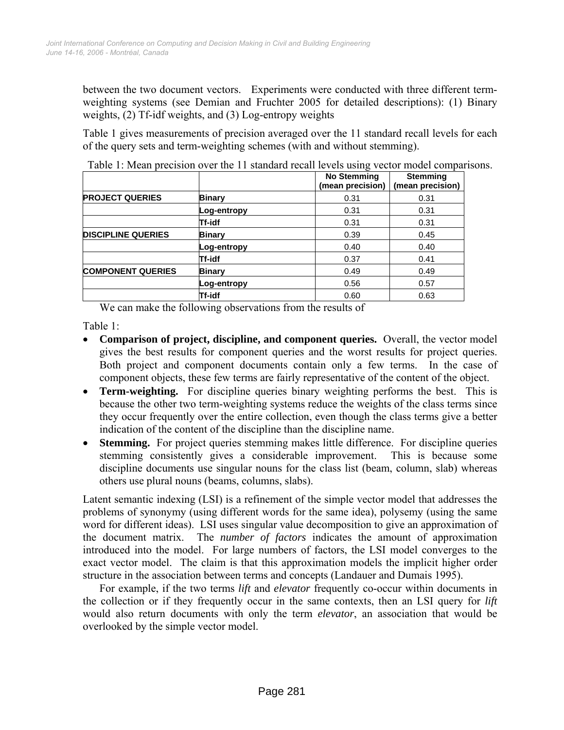between the two document vectors. Experiments were conducted with three different term-weighting systems (see Demian and Fruchter 2005 for detailed descriptions): (1) Binary weights, (2) Tf-idf weights, and (3) Log-entropy weights

Table 1 gives measurements of precision averaged over the 11 standard recall levels for each of the query sets and term-weighting schemes (with and without stemming).

Table 1: Mean precision over the 11 standard recall levels using vector model comparisons.

| | | No Stemming (mean precision) | Stemming (mean precision) |
|---|---|---|---|
| **PROJECT QUERIES** | **Binary** | 0.31 | 0.31 |
| | **Log-entropy** | 0.31 | 0.31 |
| | **Tf-idf** | 0.31 | 0.31 |
| **DISCIPLINE QUERIES** | **Binary** | 0.39 | 0.45 |
| | **Log-entropy** | 0.40 | 0.40 |
| | **Tf-idf** | 0.37 | 0.41 |
| **COMPONENT QUERIES** | **Binary** | 0.49 | 0.49 |
| | **Log-entropy** | 0.56 | 0.57 |
| | **Tf-idf** | 0.60 | 0.63 |

We can make the following observations from the results of

Table 1:

- **Comparison of project, discipline, and component queries.** Overall, the vector model gives the best results for component queries and the worst results for project queries. Both project and component documents contain only a few terms. In the case of component objects, these few terms are fairly representative of the content of the object.
- **Term-weighting.** For discipline queries binary weighting performs the best. This is because the other two term-weighting systems reduce the weights of the class terms since they occur frequently over the entire collection, even though the class terms give a better indication of the content of the discipline than the discipline name.
- **Stemming.** For project queries stemming makes little difference. For discipline queries stemming consistently gives a considerable improvement. This is because some discipline documents use singular nouns for the class list (beam, column, slab) whereas others use plural nouns (beams, columns, slabs).

Latent semantic indexing (LSI) is a refinement of the simple vector model that addresses the problems of synonymy (using different words for the same idea), polysemy (using the same word for different ideas). LSI uses singular value decomposition to give an approximation of the document matrix. The *number of factors* indicates the amount of approximation introduced into the model. For large numbers of factors, the LSI model converges to the exact vector model. The claim is that this approximation models the implicit higher order structure in the association between terms and concepts (Landauer and Dumais 1995).

For example, if the two terms *lift* and *elevator* frequently co-occur within documents in the collection or if they frequently occur in the same contexts, then an LSI query for *lift* would also return documents with only the term *elevator*, an association that would be overlooked by the simple vector model.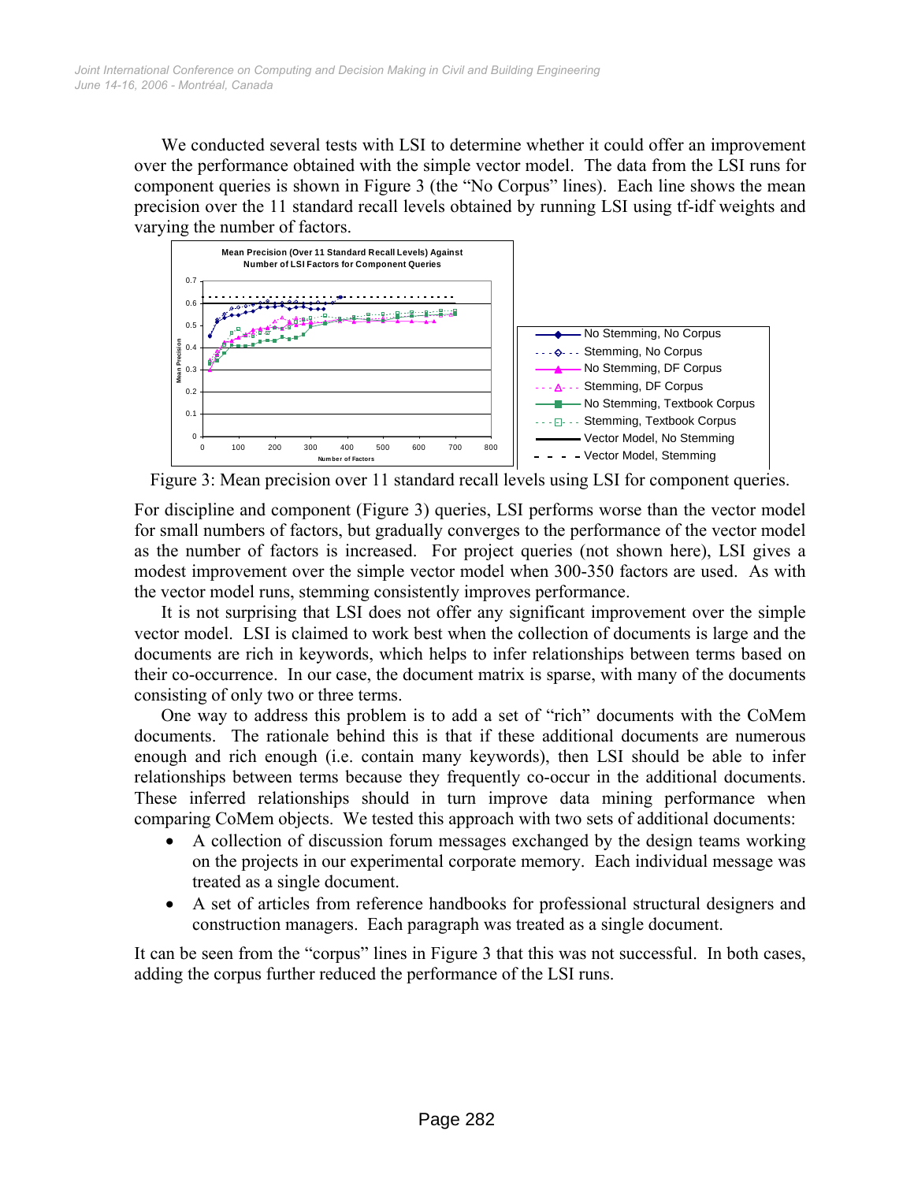We conducted several tests with LSI to determine whether it could offer an improvement over the performance obtained with the simple vector model. The data from the LSI runs for component queries is shown in Figure 3 (the "No Corpus" lines). Each line shows the mean precision over the 11 standard recall levels obtained by running LSI using tf-idf weights and varying the number of factors.

Figure 3: Mean precision over 11 standard recall levels using LSI for component queries.

For discipline and component (Figure 3) queries, LSI performs worse than the vector model for small numbers of factors, but gradually converges to the performance of the vector model as the number of factors is increased. For project queries (not shown here), LSI gives a modest improvement over the simple vector model when 300-350 factors are used. As with the vector model runs, stemming consistently improves performance.

It is not surprising that LSI does not offer any significant improvement over the simple vector model. LSI is claimed to work best when the collection of documents is large and the documents are rich in keywords, which helps to infer relationships between terms based on their co-occurrence. In our case, the document matrix is sparse, with many of the documents consisting of only two or three terms.

One way to address this problem is to add a set of "rich" documents with the CoMem documents. The rationale behind this is that if these additional documents are numerous enough and rich enough (i.e. contain many keywords), then LSI should be able to infer relationships between terms because they frequently co-occur in the additional documents. These inferred relationships should in turn improve data mining performance when comparing CoMem objects. We tested this approach with two sets of additional documents:

- A collection of discussion forum messages exchanged by the design teams working on the projects in our experimental corporate memory. Each individual message was treated as a single document.
- A set of articles from reference handbooks for professional structural designers and construction managers. Each paragraph was treated as a single document.

It can be seen from the "corpus" lines in Figure 3 that this was not successful. In both cases, adding the corpus further reduced the performance of the LSI runs.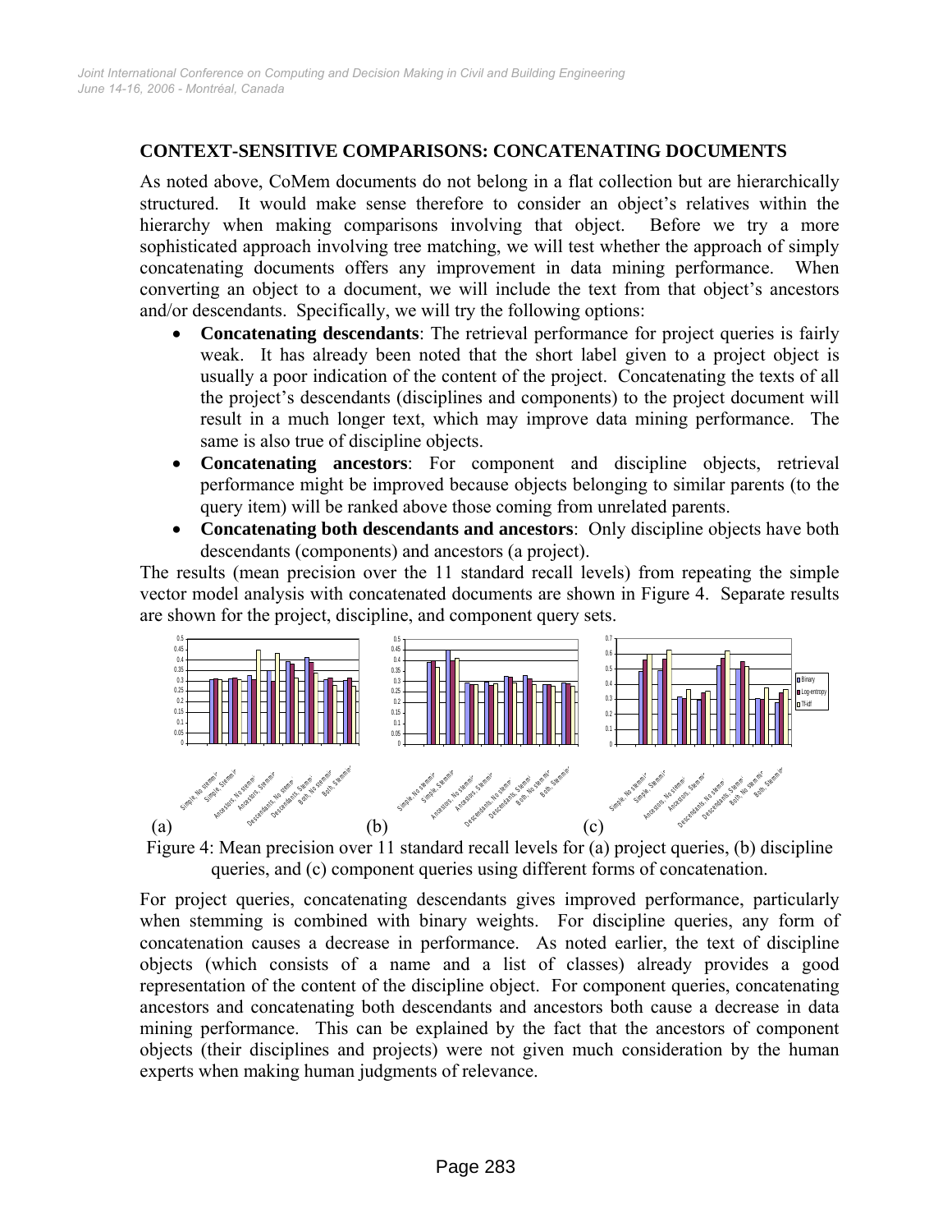## CONTEXT-SENSITIVE COMPARISONS: CONCATENATING DOCUMENTS

As noted above, CoMem documents do not belong in a flat collection but are hierarchically structured. It would make sense therefore to consider an object's relatives within the hierarchy when making comparisons involving that object. Before we try a more sophisticated approach involving tree matching, we will test whether the approach of simply concatenating documents offers any improvement in data mining performance. When converting an object to a document, we will include the text from that object's ancestors and/or descendants. Specifically, we will try the following options:

- **Concatenating descendants**: The retrieval performance for project queries is fairly weak. It has already been noted that the short label given to a project object is usually a poor indication of the content of the project. Concatenating the texts of all the project's descendants (disciplines and components) to the project document will result in a much longer text, which may improve data mining performance. The same is also true of discipline objects.
- **Concatenating ancestors**: For component and discipline objects, retrieval performance might be improved because objects belonging to similar parents (to the query item) will be ranked above those coming from unrelated parents.
- **Concatenating both descendants and ancestors**: Only discipline objects have both descendants (components) and ancestors (a project).

The results (mean precision over the 11 standard recall levels) from repeating the simple vector model analysis with concatenated documents are shown in Figure 4. Separate results are shown for the project, discipline, and component query sets.

Figure 4: Mean precision over 11 standard recall levels for (a) project queries, (b) discipline queries, and (c) component queries using different forms of concatenation.

For project queries, concatenating descendants gives improved performance, particularly when stemming is combined with binary weights. For discipline queries, any form of concatenation causes a decrease in performance. As noted earlier, the text of discipline objects (which consists of a name and a list of classes) already provides a good representation of the content of the discipline object. For component queries, concatenating ancestors and concatenating both descendants and ancestors both cause a decrease in data mining performance. This can be explained by the fact that the ancestors of component objects (their disciplines and projects) were not given much consideration by the human experts when making human judgments of relevance.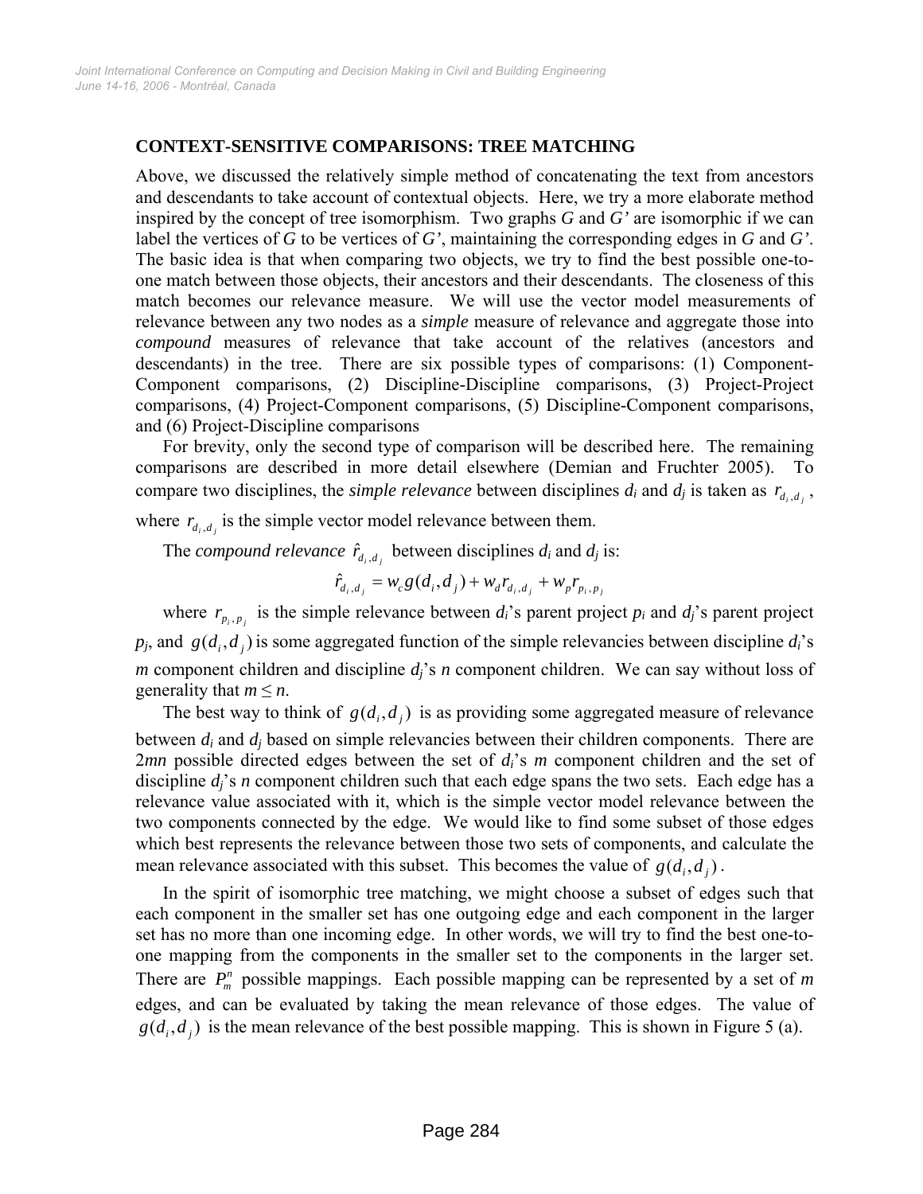## CONTEXT-SENSITIVE COMPARISONS: TREE MATCHING

Above, we discussed the relatively simple method of concatenating the text from ancestors and descendants to take account of contextual objects. Here, we try a more elaborate method inspired by the concept of tree isomorphism. Two graphs *G* and *G'* are isomorphic if we can label the vertices of *G* to be vertices of *G'*, maintaining the corresponding edges in *G* and *G'*. The basic idea is that when comparing two objects, we try to find the best possible one-to-one match between those objects, their ancestors and their descendants. The closeness of this match becomes our relevance measure. We will use the vector model measurements of relevance between any two nodes as a *simple* measure of relevance and aggregate those into *compound* measures of relevance that take account of the relatives (ancestors and descendants) in the tree. There are six possible types of comparisons: (1) Component-Component comparisons, (2) Discipline-Discipline comparisons, (3) Project-Project comparisons, (4) Project-Component comparisons, (5) Discipline-Component comparisons, and (6) Project-Discipline comparisons

For brevity, only the second type of comparison will be described here. The remaining comparisons are described in more detail elsewhere (Demian and Fruchter 2005). To compare two disciplines, the *simple relevance* between disciplines $d_i$ and $d_j$ is taken as $r_{d_i,d_j}$, where $r_{d_i,d_j}$ is the simple vector model relevance between them.

The *compound relevance* $\hat{r}_{d_i,d_j}$ between disciplines $d_i$ and $d_j$ is:

$$\hat{r}_{d_i,d_j} = w_c g(d_i, d_j) + w_d r_{d_i,d_j} + w_p r_{p_i,p_j}$$

where $r_{p_i,p_j}$ is the simple relevance between $d_i$'s parent project $p_i$ and $d_j$'s parent project $p_j$, and $g(d_i, d_j)$ is some aggregated function of the simple relevancies between discipline $d_i$'s $m$ component children and discipline $d_j$'s $n$ component children. We can say without loss of generality that $m \leq n$.

The best way to think of $g(d_i, d_j)$ is as providing some aggregated measure of relevance between $d_i$ and $d_j$ based on simple relevancies between their children components. There are $2mn$ possible directed edges between the set of $d_i$'s $m$ component children and the set of discipline $d_j$'s $n$ component children such that each edge spans the two sets. Each edge has a relevance value associated with it, which is the simple vector model relevance between the two components connected by the edge. We would like to find some subset of those edges which best represents the relevance between those two sets of components, and calculate the mean relevance associated with this subset. This becomes the value of $g(d_i, d_j)$.

In the spirit of isomorphic tree matching, we might choose a subset of edges such that each component in the smaller set has one outgoing edge and each component in the larger set has no more than one incoming edge. In other words, we will try to find the best one-to-one mapping from the components in the smaller set to the components in the larger set. There are $P_m^n$ possible mappings. Each possible mapping can be represented by a set of $m$ edges, and can be evaluated by taking the mean relevance of those edges. The value of $g(d_i, d_j)$ is the mean relevance of the best possible mapping. This is shown in Figure 5 (a).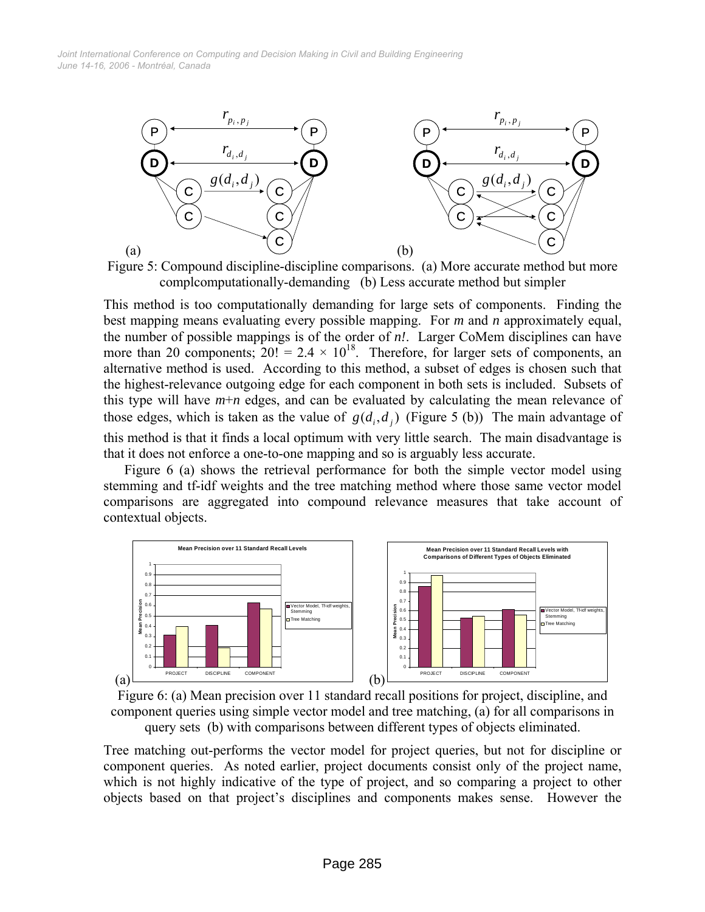Figure 5: Compound discipline-discipline comparisons. (a) More accurate method but more complcomputationally-demanding (b) Less accurate method but simpler

This method is too computationally demanding for large sets of components. Finding the best mapping means evaluating every possible mapping. For *m* and *n* approximately equal, the number of possible mappings is of the order of *n!*. Larger CoMem disciplines can have more than 20 components; $20! = 2.4 \times 10^{18}$. Therefore, for larger sets of components, an alternative method is used. According to this method, a subset of edges is chosen such that the highest-relevance outgoing edge for each component in both sets is included. Subsets of this type will have *m*+*n* edges, and can be evaluated by calculating the mean relevance of those edges, which is taken as the value of $g(d_i, d_j)$ (Figure 5 (b)) The main advantage of this method is that it finds a local optimum with very little search. The main disadvantage is that it does not enforce a one-to-one mapping and so is arguably less accurate.

Figure 6 (a) shows the retrieval performance for both the simple vector model using stemming and tf-idf weights and the tree matching method where those same vector model comparisons are aggregated into compound relevance measures that take account of contextual objects.

Figure 6: (a) Mean precision over 11 standard recall positions for project, discipline, and component queries using simple vector model and tree matching, (a) for all comparisons in query sets (b) with comparisons between different types of objects eliminated.

Tree matching out-performs the vector model for project queries, but not for discipline or component queries. As noted earlier, project documents consist only of the project name, which is not highly indicative of the type of project, and so comparing a project to other objects based on that project's disciplines and components makes sense. However the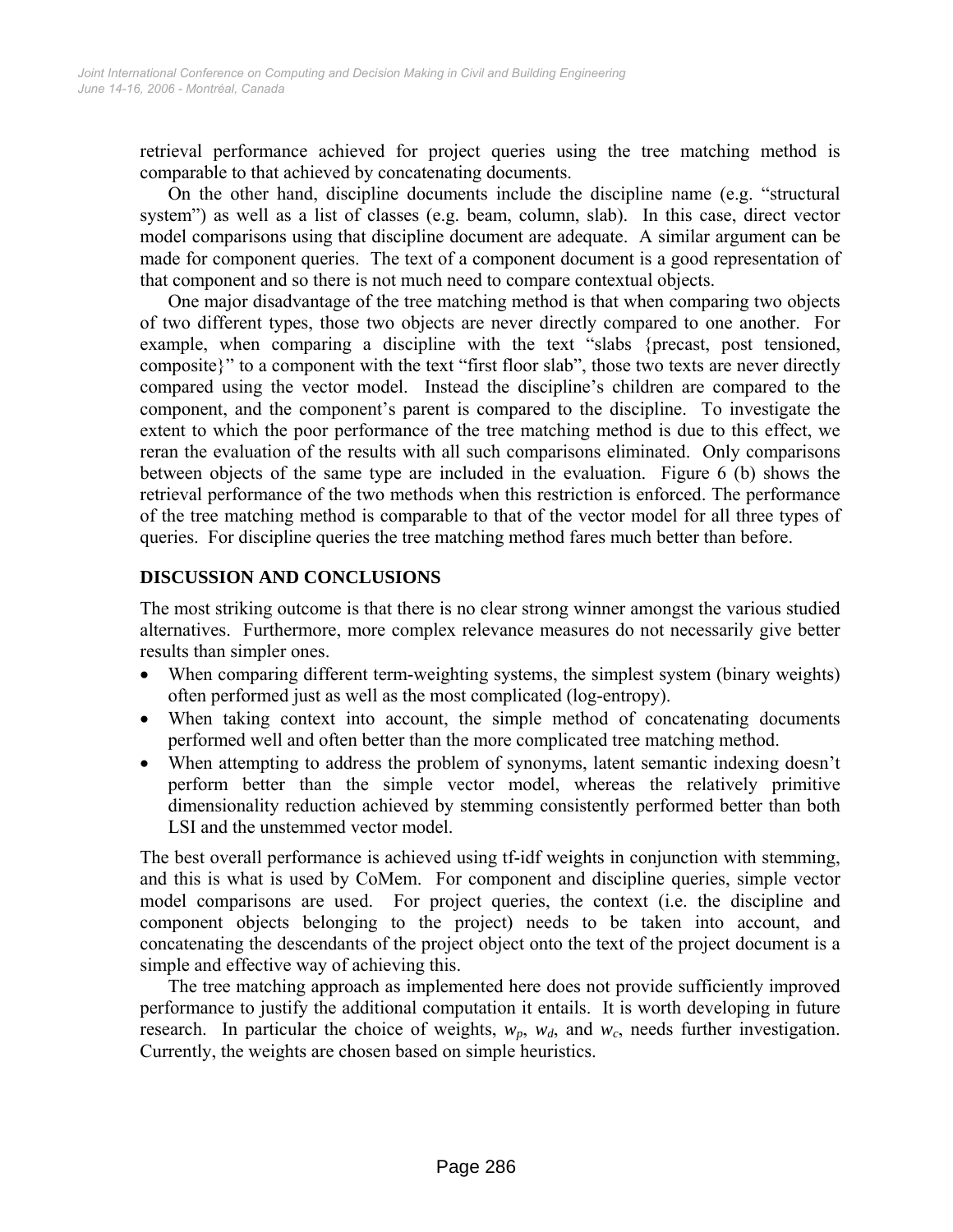retrieval performance achieved for project queries using the tree matching method is comparable to that achieved by concatenating documents.

On the other hand, discipline documents include the discipline name (e.g. “structural system”) as well as a list of classes (e.g. beam, column, slab). In this case, direct vector model comparisons using that discipline document are adequate. A similar argument can be made for component queries. The text of a component document is a good representation of that component and so there is not much need to compare contextual objects.

One major disadvantage of the tree matching method is that when comparing two objects of two different types, those two objects are never directly compared to one another. For example, when comparing a discipline with the text “slabs {precast, post tensioned, composite}” to a component with the text “first floor slab”, those two texts are never directly compared using the vector model. Instead the discipline’s children are compared to the component, and the component’s parent is compared to the discipline. To investigate the extent to which the poor performance of the tree matching method is due to this effect, we reran the evaluation of the results with all such comparisons eliminated. Only comparisons between objects of the same type are included in the evaluation. Figure 6 (b) shows the retrieval performance of the two methods when this restriction is enforced. The performance of the tree matching method is comparable to that of the vector model for all three types of queries. For discipline queries the tree matching method fares much better than before.

## DISCUSSION AND CONCLUSIONS

The most striking outcome is that there is no clear strong winner amongst the various studied alternatives. Furthermore, more complex relevance measures do not necessarily give better results than simpler ones.

- When comparing different term-weighting systems, the simplest system (binary weights) often performed just as well as the most complicated (log-entropy).
- When taking context into account, the simple method of concatenating documents performed well and often better than the more complicated tree matching method.
- When attempting to address the problem of synonyms, latent semantic indexing doesn’t perform better than the simple vector model, whereas the relatively primitive dimensionality reduction achieved by stemming consistently performed better than both LSI and the unstemmed vector model.

The best overall performance is achieved using tf-idf weights in conjunction with stemming, and this is what is used by CoMem. For component and discipline queries, simple vector model comparisons are used. For project queries, the context (i.e. the discipline and component objects belonging to the project) needs to be taken into account, and concatenating the descendants of the project object onto the text of the project document is a simple and effective way of achieving this.

The tree matching approach as implemented here does not provide sufficiently improved performance to justify the additional computation it entails. It is worth developing in future research. In particular the choice of weights, $w_p$, $w_d$, and $w_c$, needs further investigation. Currently, the weights are chosen based on simple heuristics.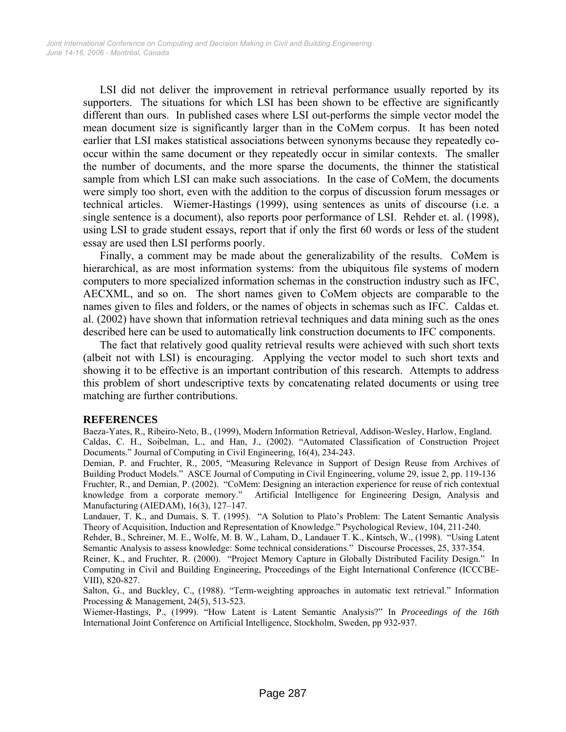LSI did not deliver the improvement in retrieval performance usually reported by its supporters. The situations for which LSI has been shown to be effective are significantly different than ours. In published cases where LSI out-performs the simple vector model the mean document size is significantly larger than in the CoMem corpus. It has been noted earlier that LSI makes statistical associations between synonyms because they repeatedly co-occur within the same document or they repeatedly occur in similar contexts. The smaller the number of documents, and the more sparse the documents, the thinner the statistical sample from which LSI can make such associations. In the case of CoMem, the documents were simply too short, even with the addition to the corpus of discussion forum messages or technical articles. Wiemer-Hastings (1999), using sentences as units of discourse (i.e. a single sentence is a document), also reports poor performance of LSI. Rehder et. al. (1998), using LSI to grade student essays, report that if only the first 60 words or less of the student essay are used then LSI performs poorly.

Finally, a comment may be made about the generalizability of the results. CoMem is hierarchical, as are most information systems: from the ubiquitous file systems of modern computers to more specialized information schemas in the construction industry such as IFC, AECXML, and so on. The short names given to CoMem objects are comparable to the names given to files and folders, or the names of objects in schemas such as IFC. Caldas et. al. (2002) have shown that information retrieval techniques and data mining such as the ones described here can be used to automatically link construction documents to IFC components.

The fact that relatively good quality retrieval results were achieved with such short texts (albeit not with LSI) is encouraging. Applying the vector model to such short texts and showing it to be effective is an important contribution of this research. Attempts to address this problem of short undescriptive texts by concatenating related documents or using tree matching are further contributions.

## REFERENCES

Baeza-Yates, R., Ribeiro-Neto, B., (1999), Modern Information Retrieval, Addison-Wesley, Harlow, England.

Caldas, C. H., Soibelman, L., and Han, J., (2002). "Automated Classification of Construction Project Documents." Journal of Computing in Civil Engineering, 16(4), 234-243.

Demian, P. and Fruchter, R., 2005, "Measuring Relevance in Support of Design Reuse from Archives of Building Product Models." ASCE Journal of Computing in Civil Engineering, volume 29, issue 2, pp. 119-136

Fruchter, R., and Demian, P. (2002). "CoMem: Designing an interaction experience for reuse of rich contextual knowledge from a corporate memory." Artificial Intelligence for Engineering Design, Analysis and Manufacturing (AIEDAM), 16(3), 127–147.

Landauer, T. K., and Dumais, S. T. (1995). "A Solution to Plato's Problem: The Latent Semantic Analysis Theory of Acquisition, Induction and Representation of Knowledge." Psychological Review, 104, 211-240.

Rehder, B., Schreiner, M. E., Wolfe, M. B. W., Laham, D., Landauer T. K., Kintsch, W., (1998). "Using Latent Semantic Analysis to assess knowledge: Some technical considerations." Discourse Processes, 25, 337-354.

Reiner, K., and Fruchter, R. (2000). "Project Memory Capture in Globally Distributed Facility Design." In Computing in Civil and Building Engineering, Proceedings of the Eight International Conference (ICCCBE-VIII), 820-827.

Salton, G., and Buckley, C., (1988). "Term-weighting approaches in automatic text retrieval." Information Processing & Management, 24(5), 513-523.

Wiemer-Hastings, P., (1999). "How Latent is Latent Semantic Analysis?" In *Proceedings of the 16th* International Joint Conference on Artificial Intelligence, Stockholm, Sweden, pp 932-937.